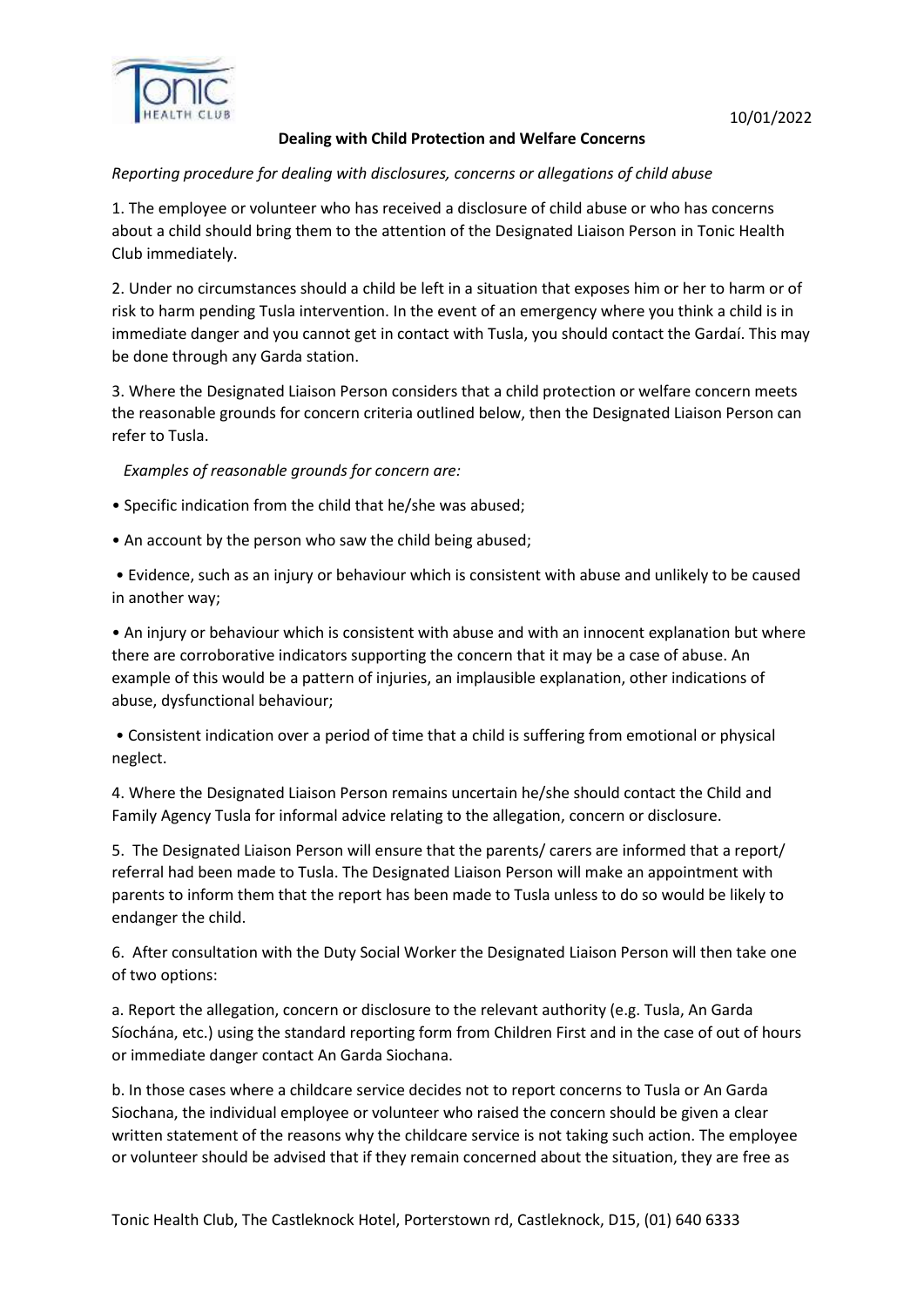10/01/2022

**Dealing with Child Protection and Welfare Concerns**

*Reporting procedure for dealing with disclosures, concerns or allegations of child abuse*

1. The employee or volunteer who has received a disclosure of child abuse or who has concerns about a child should bring them to the attention of the Designated Liaison Person in Tonic Health Club immediately.

2. Under no circumstances should a child be left in a situation that exposes him or her to harm or of risk to harm pending Tusla intervention. In the event of an emergency where you think a child is in immediate danger and you cannot get in contact with Tusla, you should contact the Gardaí. This may be done through any Garda station.

3. Where the Designated Liaison Person considers that a child protection or welfare concern meets the reasonable grounds for concern criteria outlined below, then the Designated Liaison Person can refer to Tusla.

*Examples of reasonable grounds for concern are:*

- Specific indication from the child that he/she was abused;
- An account by the person who saw the child being abused;
- Evidence, such as an injury or behaviour which is consistent with abuse and unlikely to be caused in another way;
- An injury or behaviour which is consistent with abuse and with an innocent explanation but where there are corroborative indicators supporting the concern that it may be a case of abuse. An example of this would be a pattern of injuries, an implausible explanation, other indications of abuse, dysfunctional behaviour;
- Consistent indication over a period of time that a child is suffering from emotional or physical neglect.

4. Where the Designated Liaison Person remains uncertain he/she should contact the Child and Family Agency Tusla for informal advice relating to the allegation, concern or disclosure.

5. The Designated Liaison Person will ensure that the parents/ carers are informed that a report/ referral had been made to Tusla. The Designated Liaison Person will make an appointment with parents to inform them that the report has been made to Tusla unless to do so would be likely to endanger the child.

6. After consultation with the Duty Social Worker the Designated Liaison Person will then take one of two options:

a. Report the allegation, concern or disclosure to the relevant authority (e.g. Tusla, An Garda Síochána, etc.) using the standard reporting form from Children First and in the case of out of hours or immediate danger contact An Garda Siochana.

b. In those cases where a childcare service decides not to report concerns to Tusla or An Garda Siochana, the individual employee or volunteer who raised the concern should be given a clear written statement of the reasons why the childcare service is not taking such action. The employee or volunteer should be advised that if they remain concerned about the situation, they are free as

Tonic Health Club, The Castleknock Hotel, Porterstown rd, Castleknock, D15, (01) 640 6333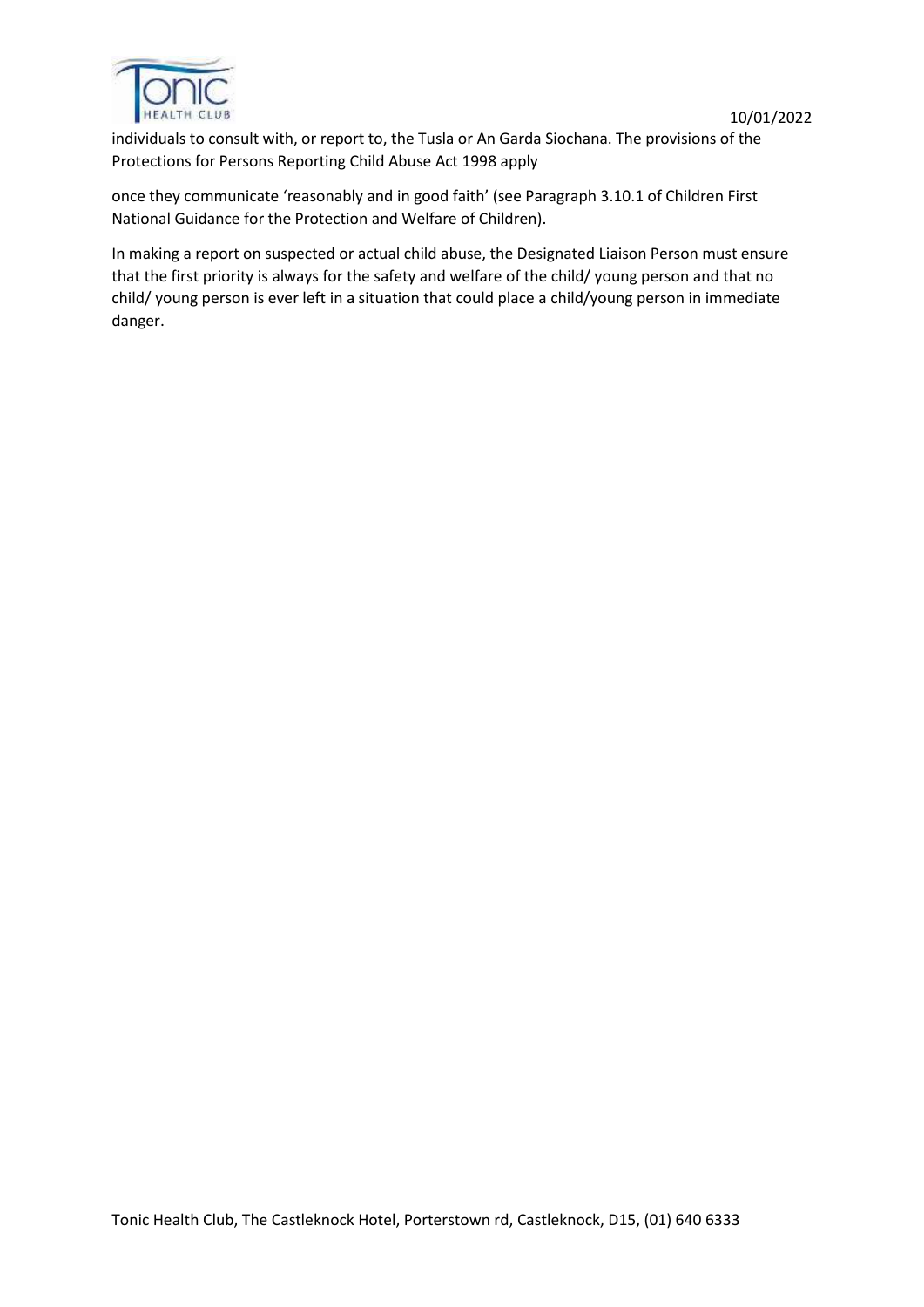individuals to consult with, or report to, the Tusla or An Garda Siochana. The provisions of the Protections for Persons Reporting Child Abuse Act 1998 apply

once they communicate 'reasonably and in good faith' (see Paragraph 3.10.1 of Children First National Guidance for the Protection and Welfare of Children).

In making a report on suspected or actual child abuse, the Designated Liaison Person must ensure that the first priority is always for the safety and welfare of the child/ young person and that no child/ young person is ever left in a situation that could place a child/young person in immediate danger.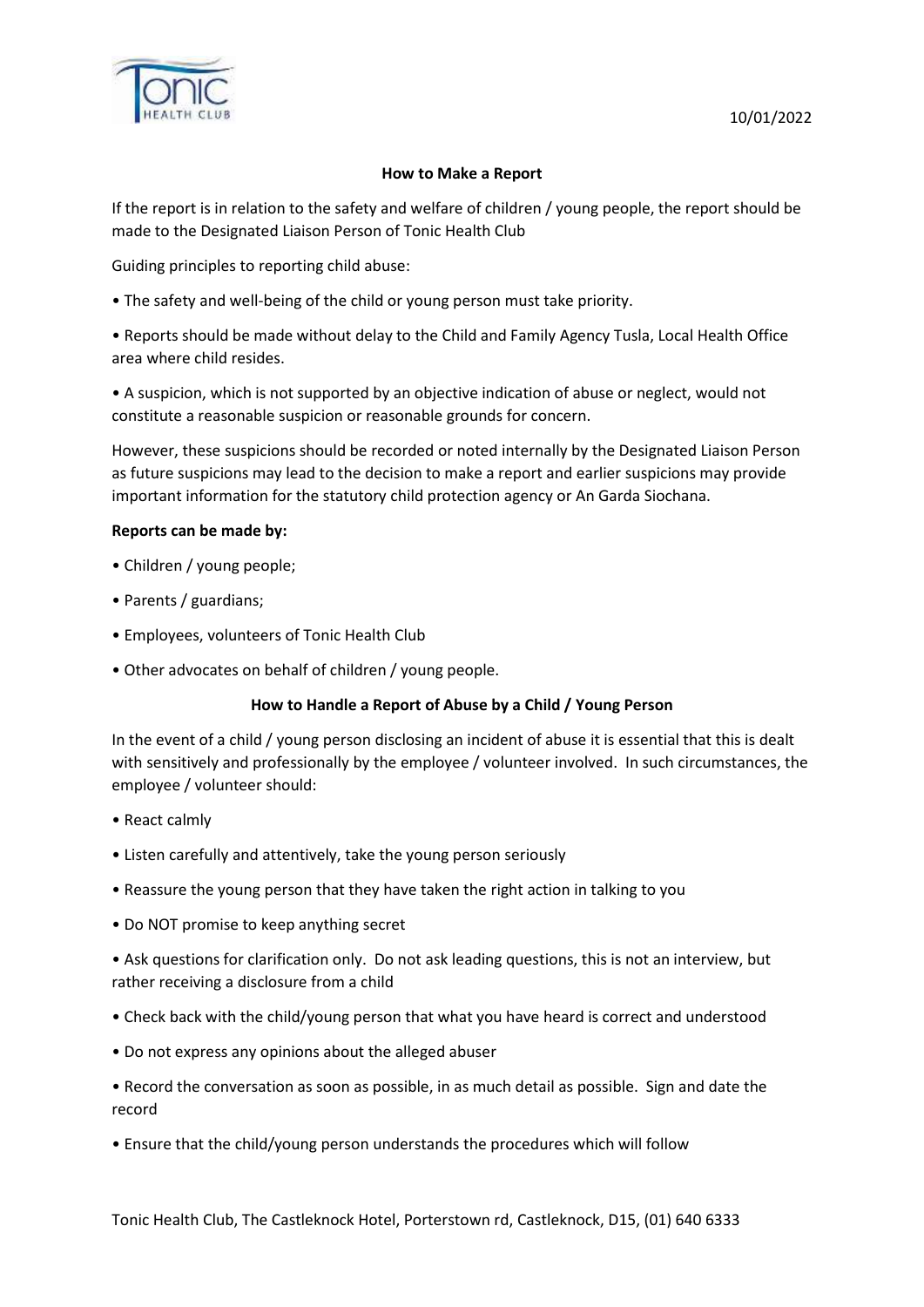## How to Make a Report

If the report is in relation to the safety and welfare of children / young people, the report should be made to the Designated Liaison Person of Tonic Health Club

Guiding principles to reporting child abuse:

- The safety and well-being of the child or young person must take priority.
- Reports should be made without delay to the Child and Family Agency Tusla, Local Health Office area where child resides.
- A suspicion, which is not supported by an objective indication of abuse or neglect, would not constitute a reasonable suspicion or reasonable grounds for concern.

However, these suspicions should be recorded or noted internally by the Designated Liaison Person as future suspicions may lead to the decision to make a report and earlier suspicions may provide important information for the statutory child protection agency or An Garda Siochana.

**Reports can be made by:**

- Children / young people;
- Parents / guardians;
- Employees, volunteers of Tonic Health Club
- Other advocates on behalf of children / young people.

## How to Handle a Report of Abuse by a Child / Young Person

In the event of a child / young person disclosing an incident of abuse it is essential that this is dealt with sensitively and professionally by the employee / volunteer involved. In such circumstances, the employee / volunteer should:

- React calmly
- Listen carefully and attentively, take the young person seriously
- Reassure the young person that they have taken the right action in talking to you
- Do NOT promise to keep anything secret
- Ask questions for clarification only. Do not ask leading questions, this is not an interview, but rather receiving a disclosure from a child
- Check back with the child/young person that what you have heard is correct and understood
- Do not express any opinions about the alleged abuser
- Record the conversation as soon as possible, in as much detail as possible. Sign and date the record
- Ensure that the child/young person understands the procedures which will follow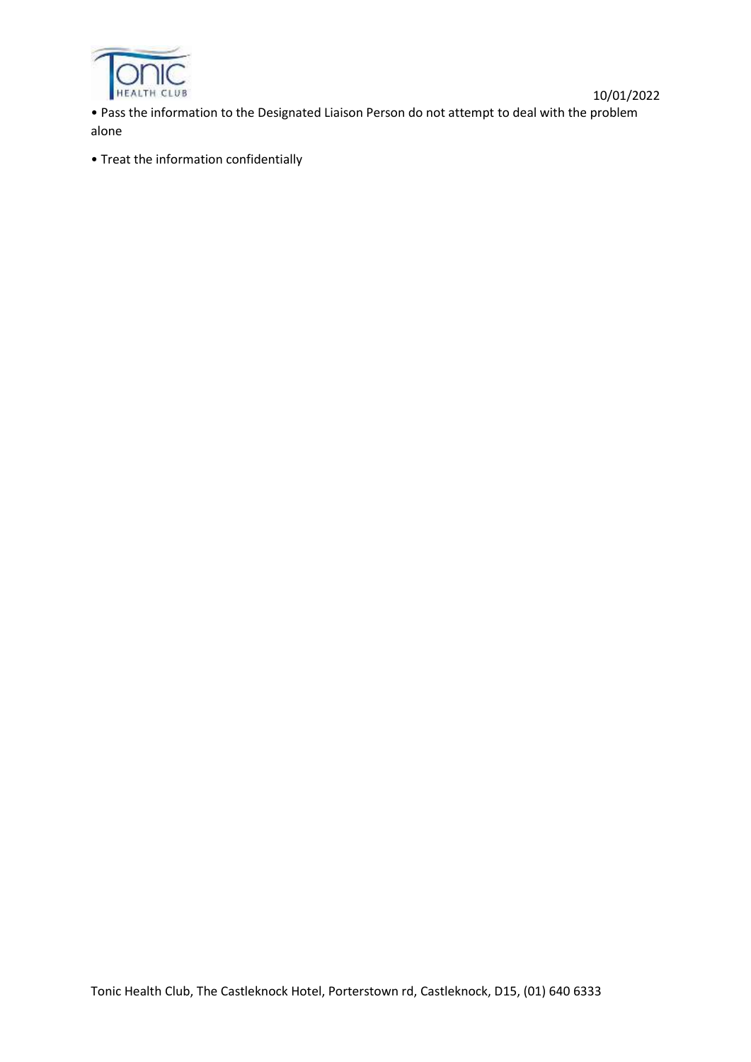- Pass the information to the Designated Liaison Person do not attempt to deal with the problem alone
- Treat the information confidentially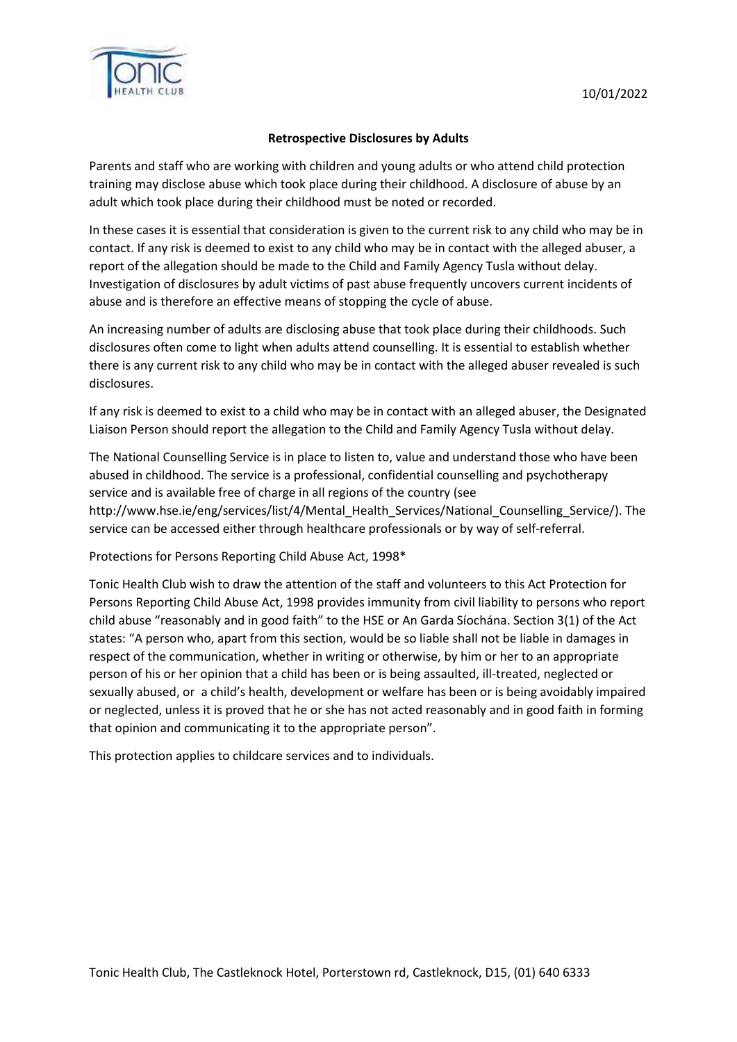## Retrospective Disclosures by Adults

Parents and staff who are working with children and young adults or who attend child protection training may disclose abuse which took place during their childhood. A disclosure of abuse by an adult which took place during their childhood must be noted or recorded.

In these cases it is essential that consideration is given to the current risk to any child who may be in contact. If any risk is deemed to exist to any child who may be in contact with the alleged abuser, a report of the allegation should be made to the Child and Family Agency Tusla without delay. Investigation of disclosures by adult victims of past abuse frequently uncovers current incidents of abuse and is therefore an effective means of stopping the cycle of abuse.

An increasing number of adults are disclosing abuse that took place during their childhoods. Such disclosures often come to light when adults attend counselling. It is essential to establish whether there is any current risk to any child who may be in contact with the alleged abuser revealed is such disclosures.

If any risk is deemed to exist to a child who may be in contact with an alleged abuser, the Designated Liaison Person should report the allegation to the Child and Family Agency Tusla without delay.

The National Counselling Service is in place to listen to, value and understand those who have been abused in childhood. The service is a professional, confidential counselling and psychotherapy service and is available free of charge in all regions of the country (see http://www.hse.ie/eng/services/list/4/Mental_Health_Services/National_Counselling_Service/). The service can be accessed either through healthcare professionals or by way of self-referral.

Protections for Persons Reporting Child Abuse Act, 1998*

Tonic Health Club wish to draw the attention of the staff and volunteers to this Act Protection for Persons Reporting Child Abuse Act, 1998 provides immunity from civil liability to persons who report child abuse "reasonably and in good faith" to the HSE or An Garda Síochána. Section 3(1) of the Act states: "A person who, apart from this section, would be so liable shall not be liable in damages in respect of the communication, whether in writing or otherwise, by him or her to an appropriate person of his or her opinion that a child has been or is being assaulted, ill-treated, neglected or sexually abused, or a child's health, development or welfare has been or is being avoidably impaired or neglected, unless it is proved that he or she has not acted reasonably and in good faith in forming that opinion and communicating it to the appropriate person".

This protection applies to childcare services and to individuals.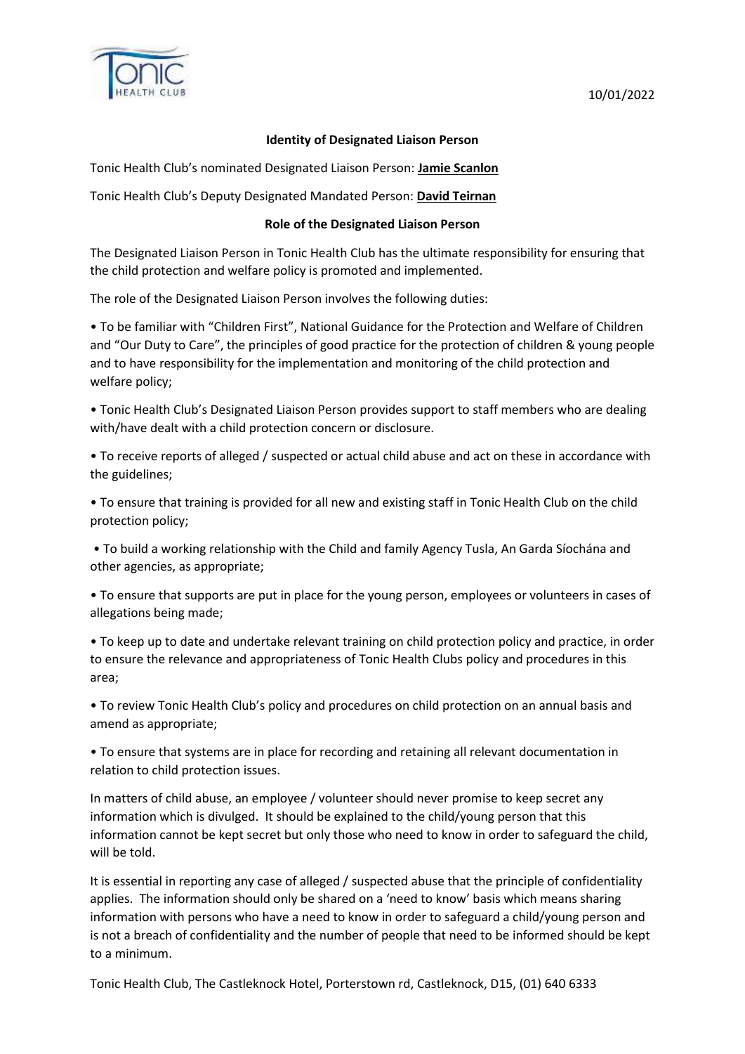10/01/2022

**Identity of Designated Liaison Person**

Tonic Health Club's nominated Designated Liaison Person: **Jamie Scanlon**

Tonic Health Club's Deputy Designated Mandated Person: **David Teirnan**

**Role of the Designated Liaison Person**

The Designated Liaison Person in Tonic Health Club has the ultimate responsibility for ensuring that the child protection and welfare policy is promoted and implemented.

The role of the Designated Liaison Person involves the following duties:

- To be familiar with "Children First", National Guidance for the Protection and Welfare of Children and "Our Duty to Care", the principles of good practice for the protection of children & young people and to have responsibility for the implementation and monitoring of the child protection and welfare policy;
- Tonic Health Club's Designated Liaison Person provides support to staff members who are dealing with/have dealt with a child protection concern or disclosure.
- To receive reports of alleged / suspected or actual child abuse and act on these in accordance with the guidelines;
- To ensure that training is provided for all new and existing staff in Tonic Health Club on the child protection policy;
- To build a working relationship with the Child and family Agency Tusla, An Garda Síochána and other agencies, as appropriate;
- To ensure that supports are put in place for the young person, employees or volunteers in cases of allegations being made;
- To keep up to date and undertake relevant training on child protection policy and practice, in order to ensure the relevance and appropriateness of Tonic Health Clubs policy and procedures in this area;
- To review Tonic Health Club's policy and procedures on child protection on an annual basis and amend as appropriate;
- To ensure that systems are in place for recording and retaining all relevant documentation in relation to child protection issues.

In matters of child abuse, an employee / volunteer should never promise to keep secret any information which is divulged. It should be explained to the child/young person that this information cannot be kept secret but only those who need to know in order to safeguard the child, will be told.

It is essential in reporting any case of alleged / suspected abuse that the principle of confidentiality applies. The information should only be shared on a 'need to know' basis which means sharing information with persons who have a need to know in order to safeguard a child/young person and is not a breach of confidentiality and the number of people that need to be informed should be kept to a minimum.

Tonic Health Club, The Castleknock Hotel, Porterstown rd, Castleknock, D15, (01) 640 6333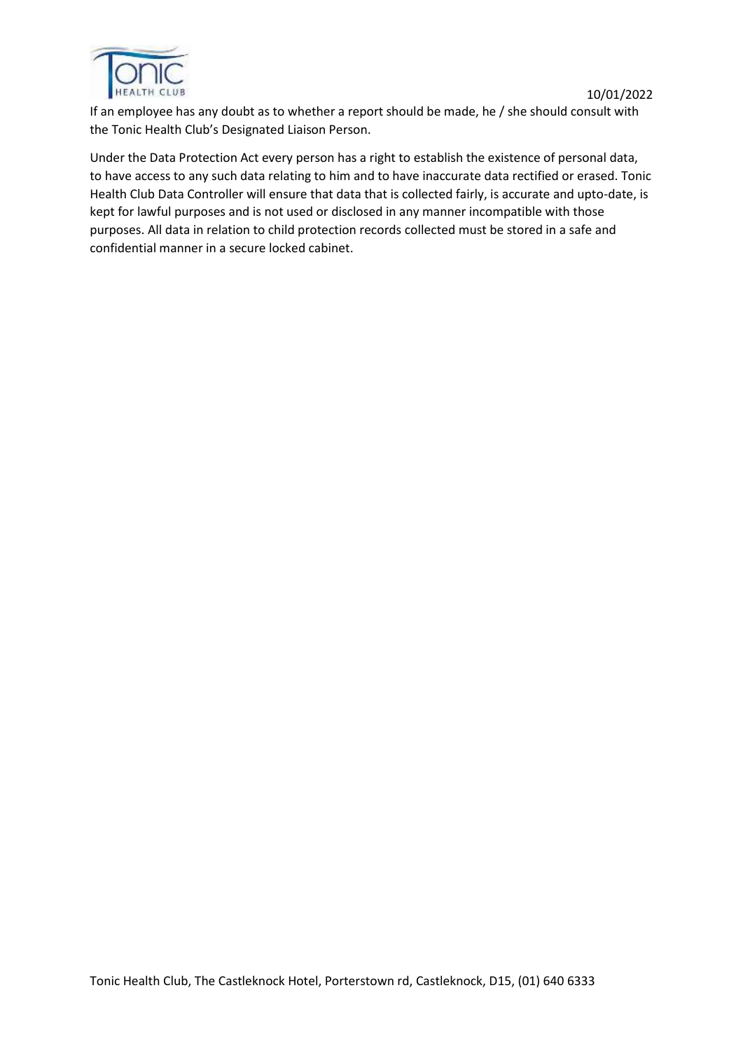If an employee has any doubt as to whether a report should be made, he / she should consult with the Tonic Health Club's Designated Liaison Person.

Under the Data Protection Act every person has a right to establish the existence of personal data, to have access to any such data relating to him and to have inaccurate data rectified or erased. Tonic Health Club Data Controller will ensure that data that is collected fairly, is accurate and upto-date, is kept for lawful purposes and is not used or disclosed in any manner incompatible with those purposes. All data in relation to child protection records collected must be stored in a safe and confidential manner in a secure locked cabinet.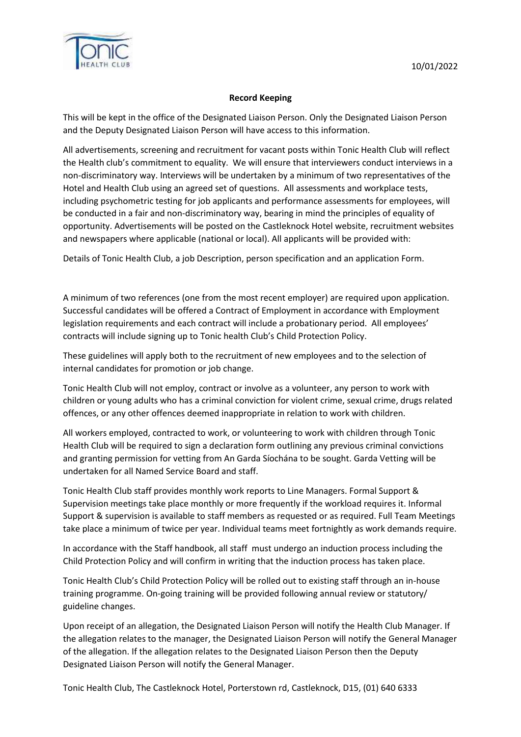## Record Keeping

This will be kept in the office of the Designated Liaison Person. Only the Designated Liaison Person and the Deputy Designated Liaison Person will have access to this information.

All advertisements, screening and recruitment for vacant posts within Tonic Health Club will reflect the Health club's commitment to equality. We will ensure that interviewers conduct interviews in a non-discriminatory way. Interviews will be undertaken by a minimum of two representatives of the Hotel and Health Club using an agreed set of questions. All assessments and workplace tests, including psychometric testing for job applicants and performance assessments for employees, will be conducted in a fair and non-discriminatory way, bearing in mind the principles of equality of opportunity. Advertisements will be posted on the Castleknock Hotel website, recruitment websites and newspapers where applicable (national or local). All applicants will be provided with:

Details of Tonic Health Club, a job Description, person specification and an application Form.

A minimum of two references (one from the most recent employer) are required upon application. Successful candidates will be offered a Contract of Employment in accordance with Employment legislation requirements and each contract will include a probationary period. All employees' contracts will include signing up to Tonic health Club's Child Protection Policy.

These guidelines will apply both to the recruitment of new employees and to the selection of internal candidates for promotion or job change.

Tonic Health Club will not employ, contract or involve as a volunteer, any person to work with children or young adults who has a criminal conviction for violent crime, sexual crime, drugs related offences, or any other offences deemed inappropriate in relation to work with children.

All workers employed, contracted to work, or volunteering to work with children through Tonic Health Club will be required to sign a declaration form outlining any previous criminal convictions and granting permission for vetting from An Garda Síochána to be sought. Garda Vetting will be undertaken for all Named Service Board and staff.

Tonic Health Club staff provides monthly work reports to Line Managers. Formal Support & Supervision meetings take place monthly or more frequently if the workload requires it. Informal Support & supervision is available to staff members as requested or as required. Full Team Meetings take place a minimum of twice per year. Individual teams meet fortnightly as work demands require.

In accordance with the Staff handbook, all staff must undergo an induction process including the Child Protection Policy and will confirm in writing that the induction process has taken place.

Tonic Health Club's Child Protection Policy will be rolled out to existing staff through an in-house training programme. On-going training will be provided following annual review or statutory/ guideline changes.

Upon receipt of an allegation, the Designated Liaison Person will notify the Health Club Manager. If the allegation relates to the manager, the Designated Liaison Person will notify the General Manager of the allegation. If the allegation relates to the Designated Liaison Person then the Deputy Designated Liaison Person will notify the General Manager.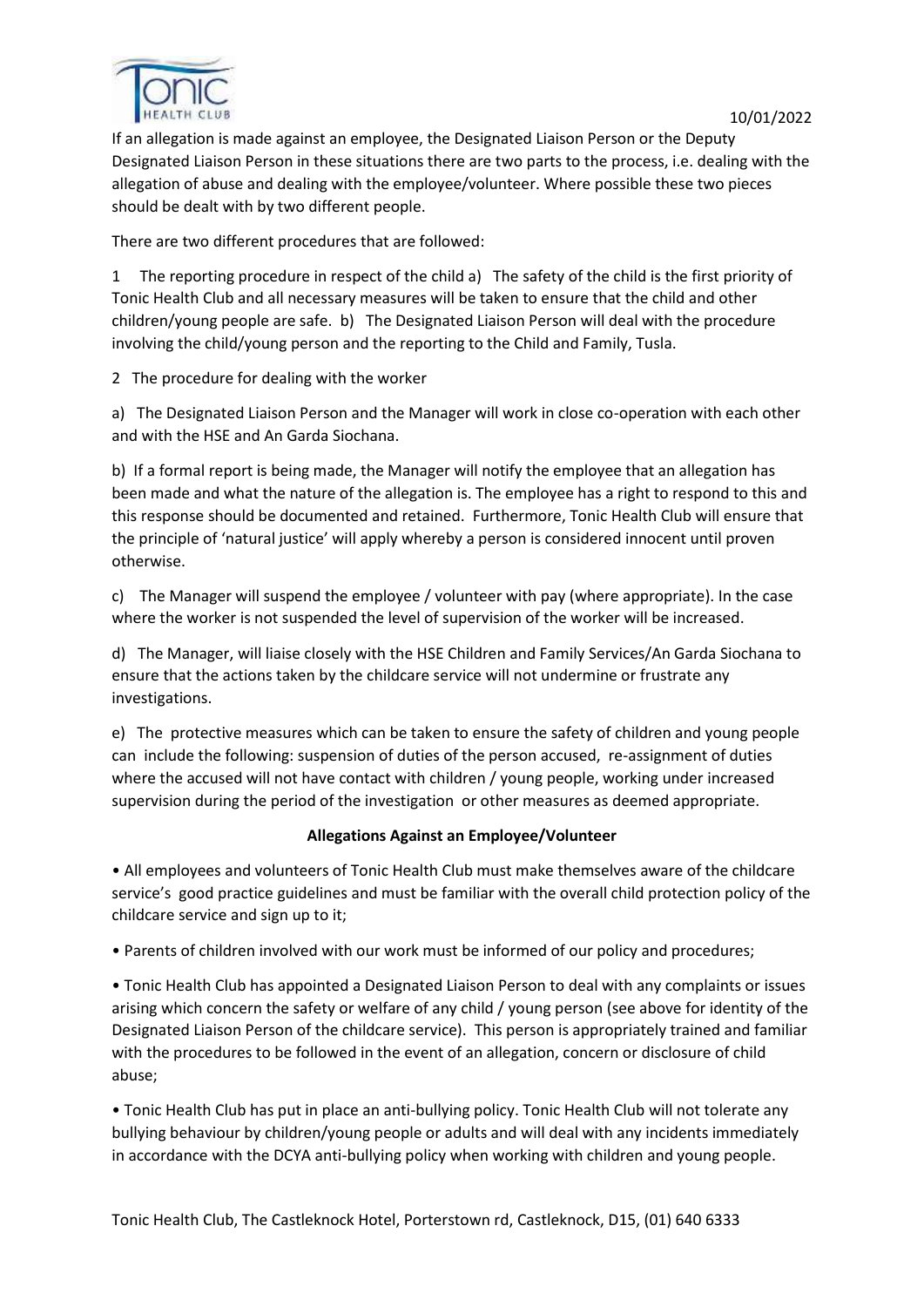If an allegation is made against an employee, the Designated Liaison Person or the Deputy Designated Liaison Person in these situations there are two parts to the process, i.e. dealing with the allegation of abuse and dealing with the employee/volunteer. Where possible these two pieces should be dealt with by two different people.

There are two different procedures that are followed:

1 The reporting procedure in respect of the child a) The safety of the child is the first priority of Tonic Health Club and all necessary measures will be taken to ensure that the child and other children/young people are safe. b) The Designated Liaison Person will deal with the procedure involving the child/young person and the reporting to the Child and Family, Tusla.

2 The procedure for dealing with the worker

a) The Designated Liaison Person and the Manager will work in close co-operation with each other and with the HSE and An Garda Siochana.

b) If a formal report is being made, the Manager will notify the employee that an allegation has been made and what the nature of the allegation is. The employee has a right to respond to this and this response should be documented and retained. Furthermore, Tonic Health Club will ensure that the principle of 'natural justice' will apply whereby a person is considered innocent until proven otherwise.

c) The Manager will suspend the employee / volunteer with pay (where appropriate). In the case where the worker is not suspended the level of supervision of the worker will be increased.

d) The Manager, will liaise closely with the HSE Children and Family Services/An Garda Siochana to ensure that the actions taken by the childcare service will not undermine or frustrate any investigations.

e) The protective measures which can be taken to ensure the safety of children and young people can include the following: suspension of duties of the person accused, re-assignment of duties where the accused will not have contact with children / young people, working under increased supervision during the period of the investigation or other measures as deemed appropriate.

**Allegations Against an Employee/Volunteer**

- All employees and volunteers of Tonic Health Club must make themselves aware of the childcare service's good practice guidelines and must be familiar with the overall child protection policy of the childcare service and sign up to it;
- Parents of children involved with our work must be informed of our policy and procedures;
- Tonic Health Club has appointed a Designated Liaison Person to deal with any complaints or issues arising which concern the safety or welfare of any child / young person (see above for identity of the Designated Liaison Person of the childcare service). This person is appropriately trained and familiar with the procedures to be followed in the event of an allegation, concern or disclosure of child abuse;
- Tonic Health Club has put in place an anti-bullying policy. Tonic Health Club will not tolerate any bullying behaviour by children/young people or adults and will deal with any incidents immediately in accordance with the DCYA anti-bullying policy when working with children and young people.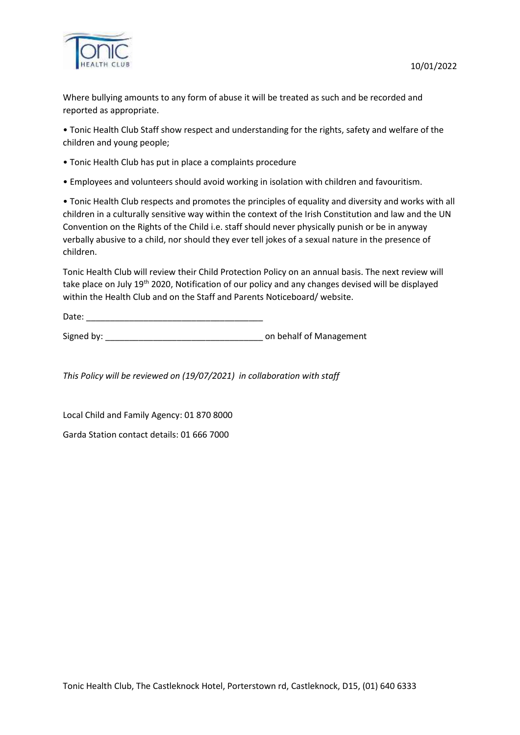Where bullying amounts to any form of abuse it will be treated as such and be recorded and reported as appropriate.

- Tonic Health Club Staff show respect and understanding for the rights, safety and welfare of the children and young people;
- Tonic Health Club has put in place a complaints procedure
- Employees and volunteers should avoid working in isolation with children and favouritism.
- Tonic Health Club respects and promotes the principles of equality and diversity and works with all children in a culturally sensitive way within the context of the Irish Constitution and law and the UN Convention on the Rights of the Child i.e. staff should never physically punish or be in anyway verbally abusive to a child, nor should they ever tell jokes of a sexual nature in the presence of children.

Tonic Health Club will review their Child Protection Policy on an annual basis. The next review will take place on July 19th 2020, Notification of our policy and any changes devised will be displayed within the Health Club and on the Staff and Parents Noticeboard/ website.

Date: ______________________________________

Signed by: _________________________________ on behalf of Management

*This Policy will be reviewed on (19/07/2021) in collaboration with staff*

Local Child and Family Agency: 01 870 8000

Garda Station contact details: 01 666 7000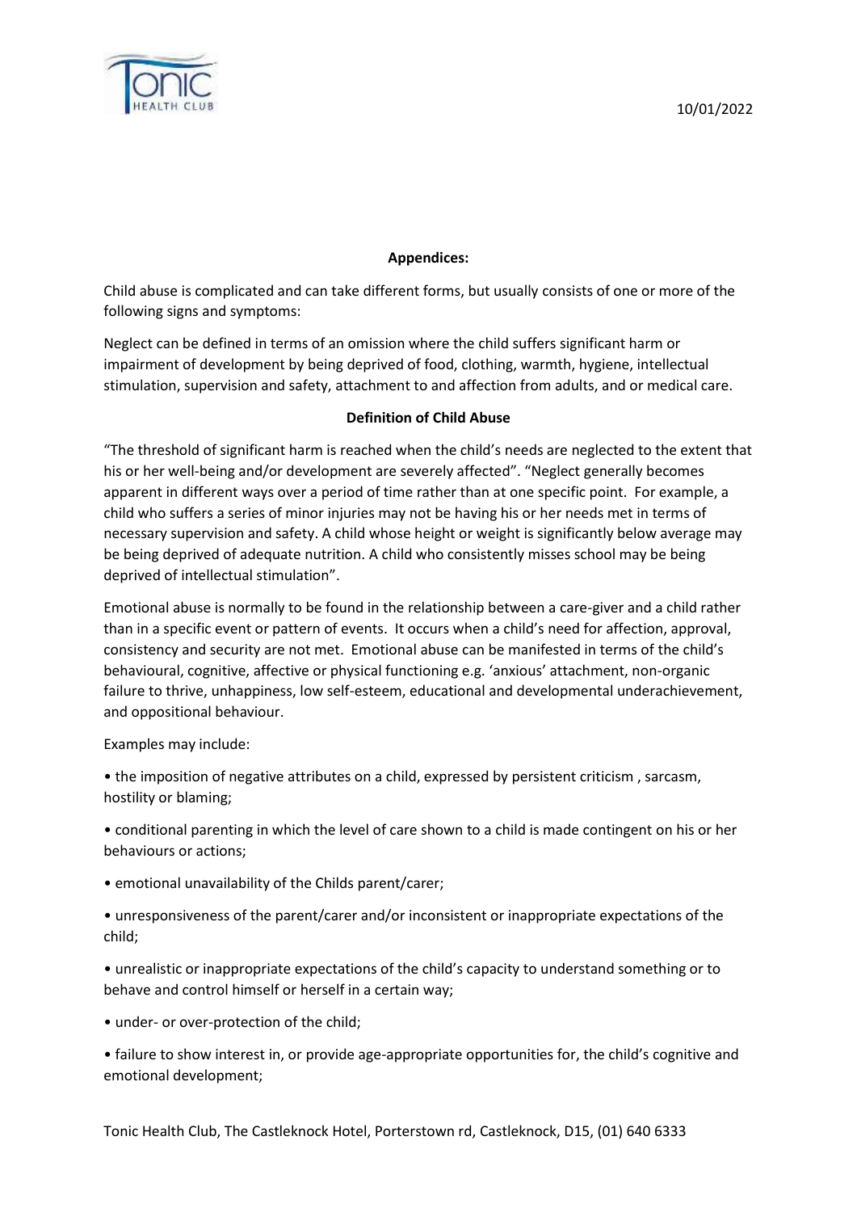**Appendices:**

Child abuse is complicated and can take different forms, but usually consists of one or more of the following signs and symptoms:

Neglect can be defined in terms of an omission where the child suffers significant harm or impairment of development by being deprived of food, clothing, warmth, hygiene, intellectual stimulation, supervision and safety, attachment to and affection from adults, and or medical care.

**Definition of Child Abuse**

"The threshold of significant harm is reached when the child's needs are neglected to the extent that his or her well-being and/or development are severely affected". "Neglect generally becomes apparent in different ways over a period of time rather than at one specific point. For example, a child who suffers a series of minor injuries may not be having his or her needs met in terms of necessary supervision and safety. A child whose height or weight is significantly below average may be being deprived of adequate nutrition. A child who consistently misses school may be being deprived of intellectual stimulation".

Emotional abuse is normally to be found in the relationship between a care-giver and a child rather than in a specific event or pattern of events. It occurs when a child's need for affection, approval, consistency and security are not met. Emotional abuse can be manifested in terms of the child's behavioural, cognitive, affective or physical functioning e.g. 'anxious' attachment, non-organic failure to thrive, unhappiness, low self-esteem, educational and developmental underachievement, and oppositional behaviour.

Examples may include:

- the imposition of negative attributes on a child, expressed by persistent criticism , sarcasm, hostility or blaming;
- conditional parenting in which the level of care shown to a child is made contingent on his or her behaviours or actions;
- emotional unavailability of the Childs parent/carer;
- unresponsiveness of the parent/carer and/or inconsistent or inappropriate expectations of the child;
- unrealistic or inappropriate expectations of the child's capacity to understand something or to behave and control himself or herself in a certain way;
- under- or over-protection of the child;
- failure to show interest in, or provide age-appropriate opportunities for, the child's cognitive and emotional development;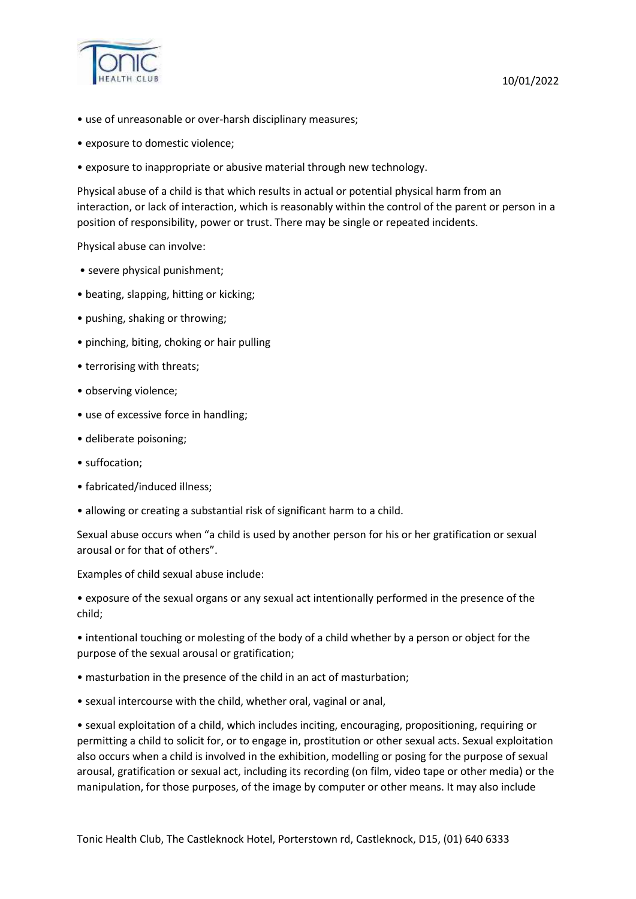- use of unreasonable or over-harsh disciplinary measures;
- exposure to domestic violence;
- exposure to inappropriate or abusive material through new technology.

Physical abuse of a child is that which results in actual or potential physical harm from an interaction, or lack of interaction, which is reasonably within the control of the parent or person in a position of responsibility, power or trust. There may be single or repeated incidents.

Physical abuse can involve:

- severe physical punishment;
- beating, slapping, hitting or kicking;
- pushing, shaking or throwing;
- pinching, biting, choking or hair pulling
- terrorising with threats;
- observing violence;
- use of excessive force in handling;
- deliberate poisoning;
- suffocation;
- fabricated/induced illness;
- allowing or creating a substantial risk of significant harm to a child.

Sexual abuse occurs when "a child is used by another person for his or her gratification or sexual arousal or for that of others".

Examples of child sexual abuse include:

- exposure of the sexual organs or any sexual act intentionally performed in the presence of the child;
- intentional touching or molesting of the body of a child whether by a person or object for the purpose of the sexual arousal or gratification;
- masturbation in the presence of the child in an act of masturbation;
- sexual intercourse with the child, whether oral, vaginal or anal,
- sexual exploitation of a child, which includes inciting, encouraging, propositioning, requiring or permitting a child to solicit for, or to engage in, prostitution or other sexual acts. Sexual exploitation also occurs when a child is involved in the exhibition, modelling or posing for the purpose of sexual arousal, gratification or sexual act, including its recording (on film, video tape or other media) or the manipulation, for those purposes, of the image by computer or other means. It may also include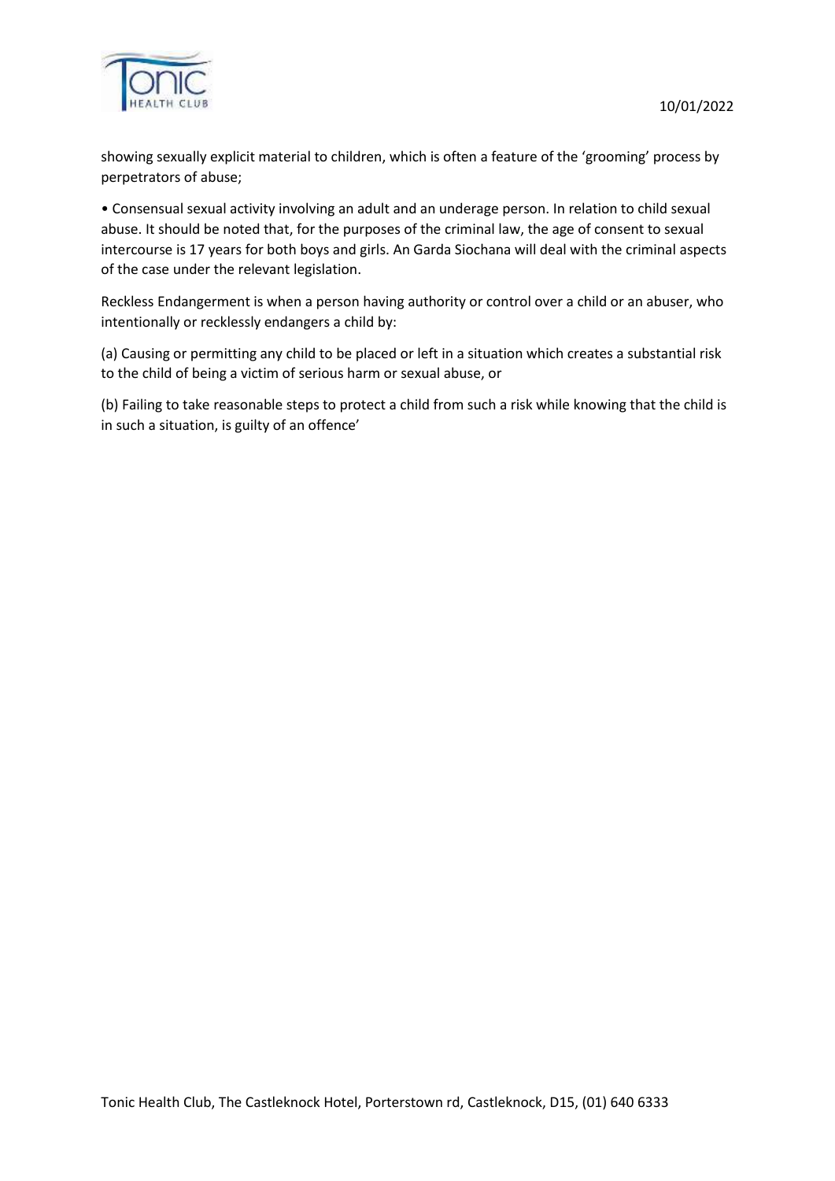showing sexually explicit material to children, which is often a feature of the 'grooming' process by perpetrators of abuse;

- Consensual sexual activity involving an adult and an underage person. In relation to child sexual abuse. It should be noted that, for the purposes of the criminal law, the age of consent to sexual intercourse is 17 years for both boys and girls. An Garda Siochana will deal with the criminal aspects of the case under the relevant legislation.

Reckless Endangerment is when a person having authority or control over a child or an abuser, who intentionally or recklessly endangers a child by:

(a) Causing or permitting any child to be placed or left in a situation which creates a substantial risk to the child of being a victim of serious harm or sexual abuse, or

(b) Failing to take reasonable steps to protect a child from such a risk while knowing that the child is in such a situation, is guilty of an offence'